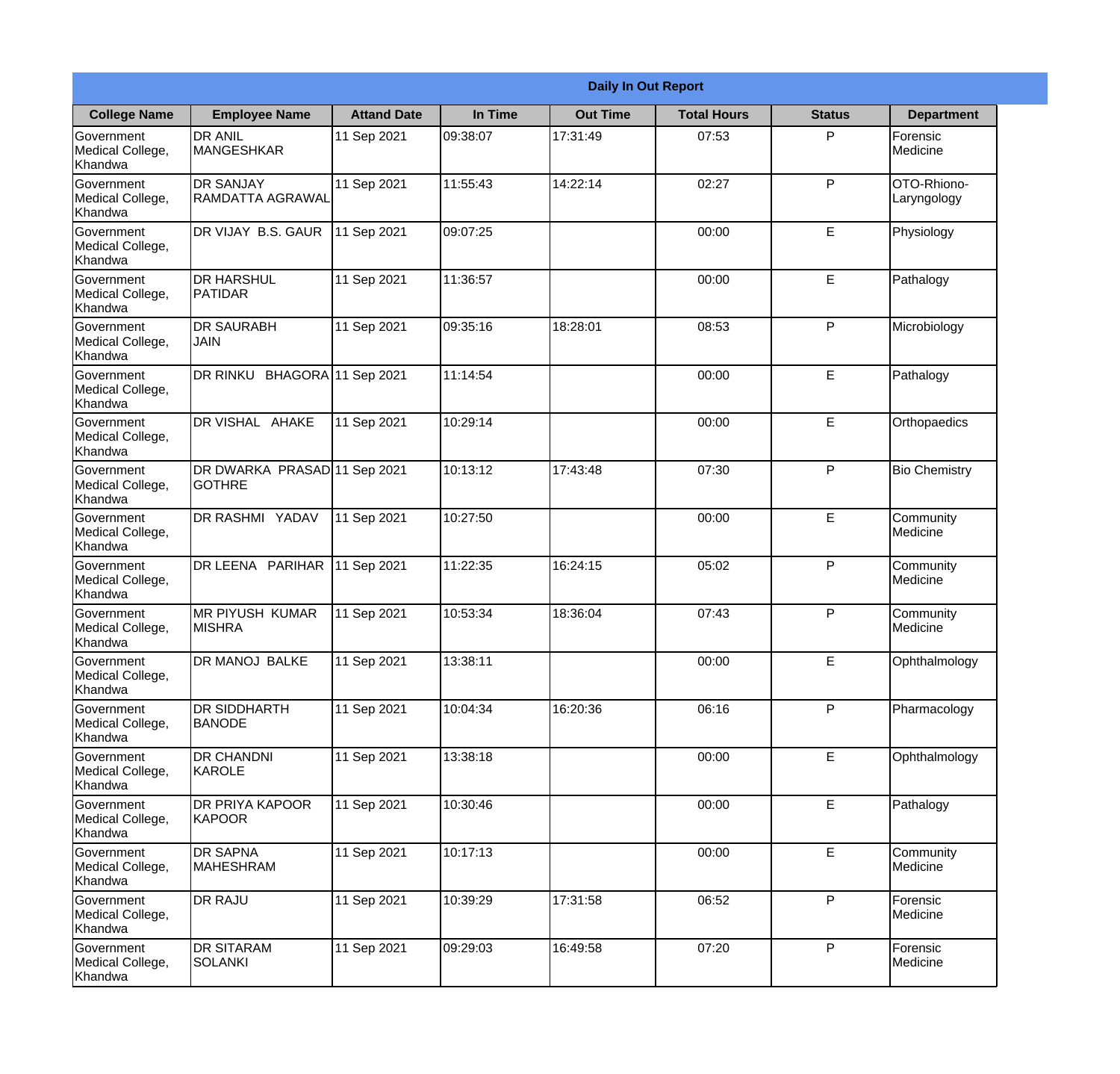| Daily In Out Report | | | | | | | |
|---|---|---|---|---|---|---|---|
| **College Name** | **Employee Name** | **Attand Date** | **In Time** | **Out Time** | **Total Hours** | **Status** | **Department** |
| Government Medical College, Khandwa | DR ANIL MANGESHKAR | 11 Sep 2021 | 09:38:07 | 17:31:49 | 07:53 | P | Forensic Medicine |
| Government Medical College, Khandwa | DR SANJAY RAMDATTA AGRAWAL | 11 Sep 2021 | 11:55:43 | 14:22:14 | 02:27 | P | OTO-Rhiono-Laryngology |
| Government Medical College, Khandwa | DR VIJAY B.S. GAUR | 11 Sep 2021 | 09:07:25 | | 00:00 | E | Physiology |
| Government Medical College, Khandwa | DR HARSHUL PATIDAR | 11 Sep 2021 | 11:36:57 | | 00:00 | E | Pathalogy |
| Government Medical College, Khandwa | DR SAURABH JAIN | 11 Sep 2021 | 09:35:16 | 18:28:01 | 08:53 | P | Microbiology |
| Government Medical College, Khandwa | DR RINKU BHAGORA | 11 Sep 2021 | 11:14:54 | | 00:00 | E | Pathalogy |
| Government Medical College, Khandwa | DR VISHAL AHAKE | 11 Sep 2021 | 10:29:14 | | 00:00 | E | Orthopaedics |
| Government Medical College, Khandwa | DR DWARKA PRASAD GOTHRE | 11 Sep 2021 | 10:13:12 | 17:43:48 | 07:30 | P | Bio Chemistry |
| Government Medical College, Khandwa | DR RASHMI YADAV | 11 Sep 2021 | 10:27:50 | | 00:00 | E | Community Medicine |
| Government Medical College, Khandwa | DR LEENA PARIHAR | 11 Sep 2021 | 11:22:35 | 16:24:15 | 05:02 | P | Community Medicine |
| Government Medical College, Khandwa | MR PIYUSH KUMAR MISHRA | 11 Sep 2021 | 10:53:34 | 18:36:04 | 07:43 | P | Community Medicine |
| Government Medical College, Khandwa | DR MANOJ BALKE | 11 Sep 2021 | 13:38:11 | | 00:00 | E | Ophthalmology |
| Government Medical College, Khandwa | DR SIDDHARTH BANODE | 11 Sep 2021 | 10:04:34 | 16:20:36 | 06:16 | P | Pharmacology |
| Government Medical College, Khandwa | DR CHANDNI KAROLE | 11 Sep 2021 | 13:38:18 | | 00:00 | E | Ophthalmology |
| Government Medical College, Khandwa | DR PRIYA KAPOOR KAPOOR | 11 Sep 2021 | 10:30:46 | | 00:00 | E | Pathalogy |
| Government Medical College, Khandwa | DR SAPNA MAHESHRAM | 11 Sep 2021 | 10:17:13 | | 00:00 | E | Community Medicine |
| Government Medical College, Khandwa | DR RAJU | 11 Sep 2021 | 10:39:29 | 17:31:58 | 06:52 | P | Forensic Medicine |
| Government Medical College, Khandwa | DR SITARAM SOLANKI | 11 Sep 2021 | 09:29:03 | 16:49:58 | 07:20 | P | Forensic Medicine |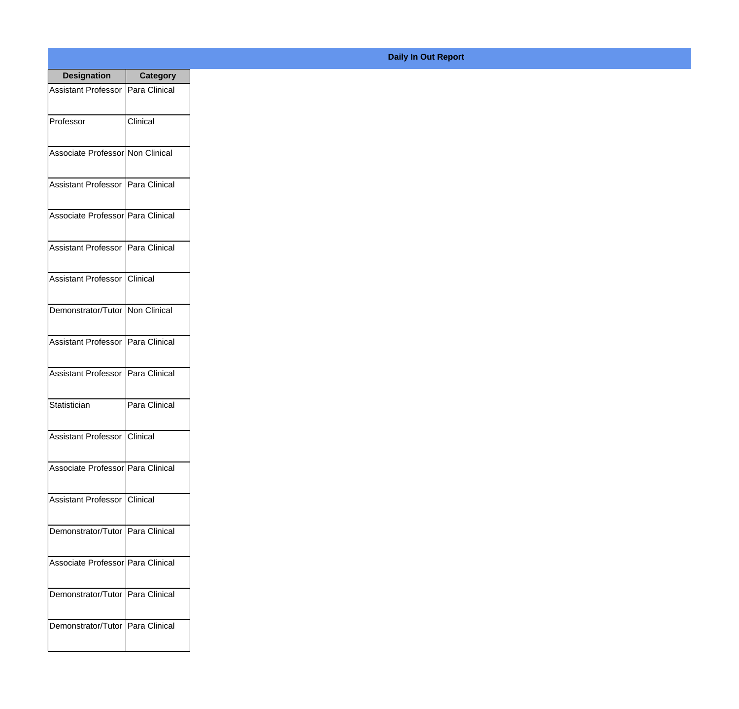## Daily In Out Report

| Designation | Category |
|---|---|
| Assistant Professor | Para Clinical |
| Professor | Clinical |
| Associate Professor | Non Clinical |
| Assistant Professor | Para Clinical |
| Associate Professor | Para Clinical |
| Assistant Professor | Para Clinical |
| Assistant Professor | Clinical |
| Demonstrator/Tutor | Non Clinical |
| Assistant Professor | Para Clinical |
| Assistant Professor | Para Clinical |
| Statistician | Para Clinical |
| Assistant Professor | Clinical |
| Associate Professor | Para Clinical |
| Assistant Professor | Clinical |
| Demonstrator/Tutor | Para Clinical |
| Associate Professor | Para Clinical |
| Demonstrator/Tutor | Para Clinical |
| Demonstrator/Tutor | Para Clinical |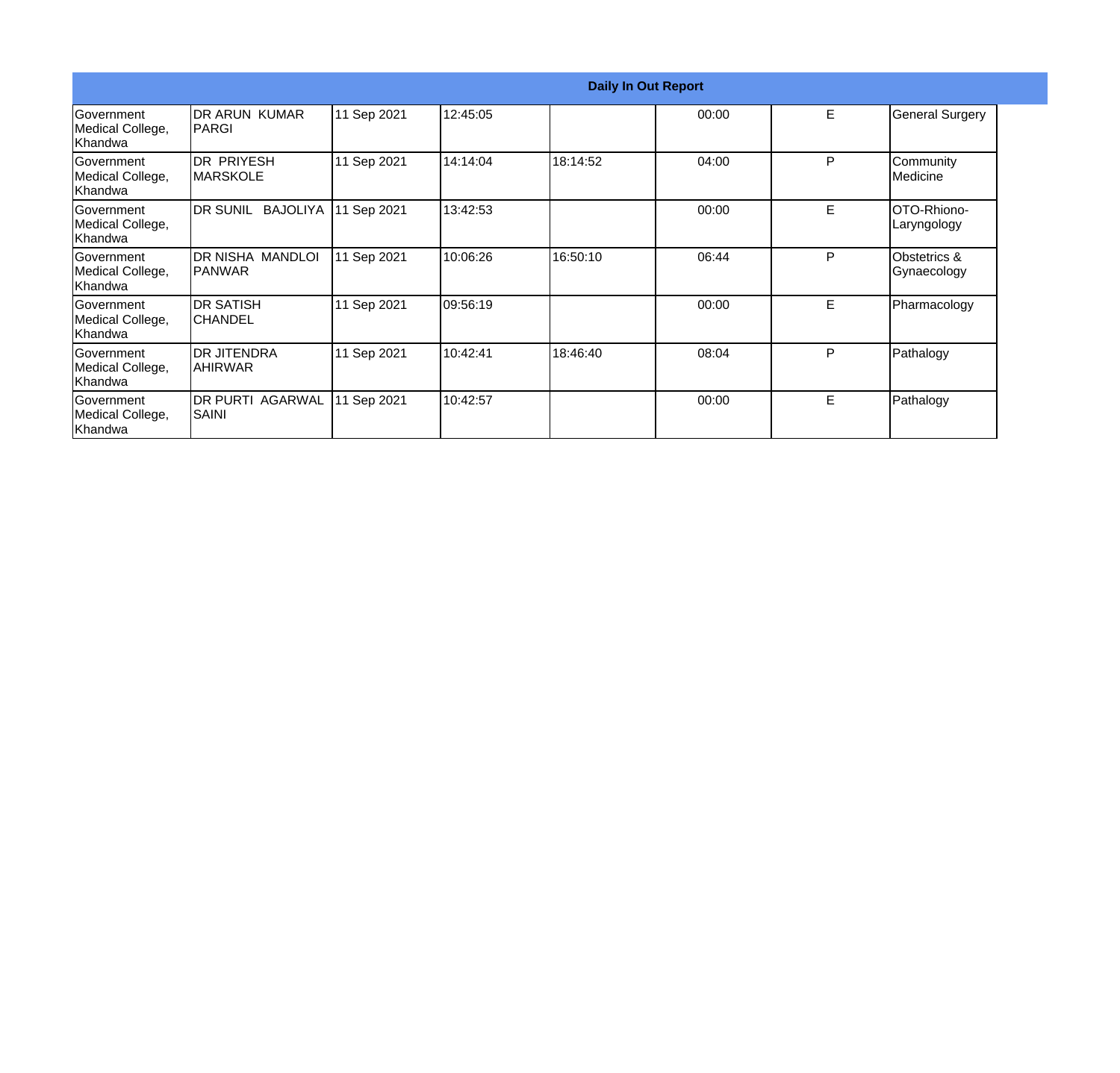| Daily In Out Report | | | | | | | |
|---|---|---|---|---|---|---|---|
| Government Medical College, Khandwa | DR ARUN KUMAR PARGI | 11 Sep 2021 | 12:45:05 | | 00:00 | E | General Surgery |
| Government Medical College, Khandwa | DR PRIYESH MARSKOLE | 11 Sep 2021 | 14:14:04 | 18:14:52 | 04:00 | P | Community Medicine |
| Government Medical College, Khandwa | DR SUNIL BAJOLIYA | 11 Sep 2021 | 13:42:53 | | 00:00 | E | OTO-Rhiono-Laryngology |
| Government Medical College, Khandwa | DR NISHA MANDLOI PANWAR | 11 Sep 2021 | 10:06:26 | 16:50:10 | 06:44 | P | Obstetrics & Gynaecology |
| Government Medical College, Khandwa | DR SATISH CHANDEL | 11 Sep 2021 | 09:56:19 | | 00:00 | E | Pharmacology |
| Government Medical College, Khandwa | DR JITENDRA AHIRWAR | 11 Sep 2021 | 10:42:41 | 18:46:40 | 08:04 | P | Pathalogy |
| Government Medical College, Khandwa | DR PURTI AGARWAL SAINI | 11 Sep 2021 | 10:42:57 | | 00:00 | E | Pathalogy |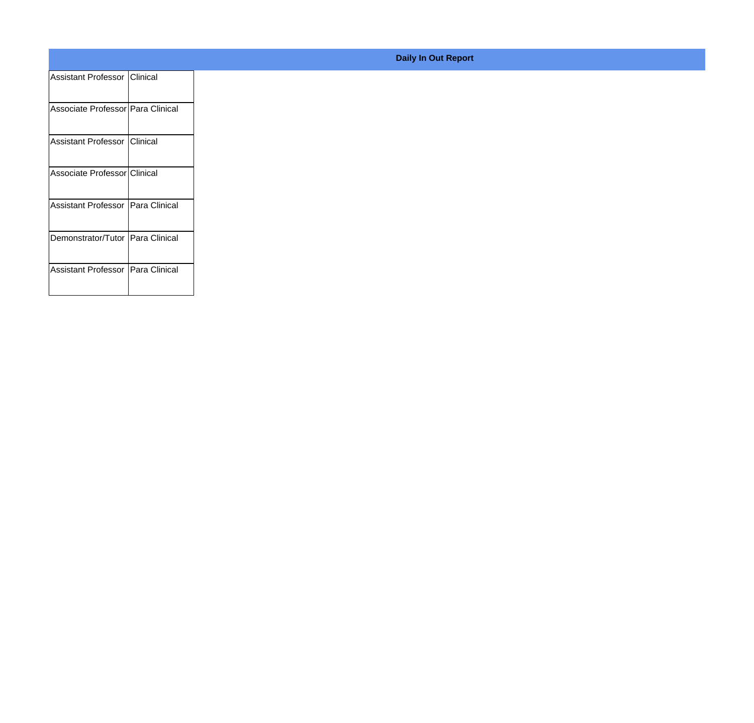**Daily In Out Report**

| | |
|---|---|
| Assistant Professor | Clinical |
| Associate Professor | Para Clinical |
| Assistant Professor | Clinical |
| Associate Professor | Clinical |
| Assistant Professor | Para Clinical |
| Demonstrator/Tutor | Para Clinical |
| Assistant Professor | Para Clinical |